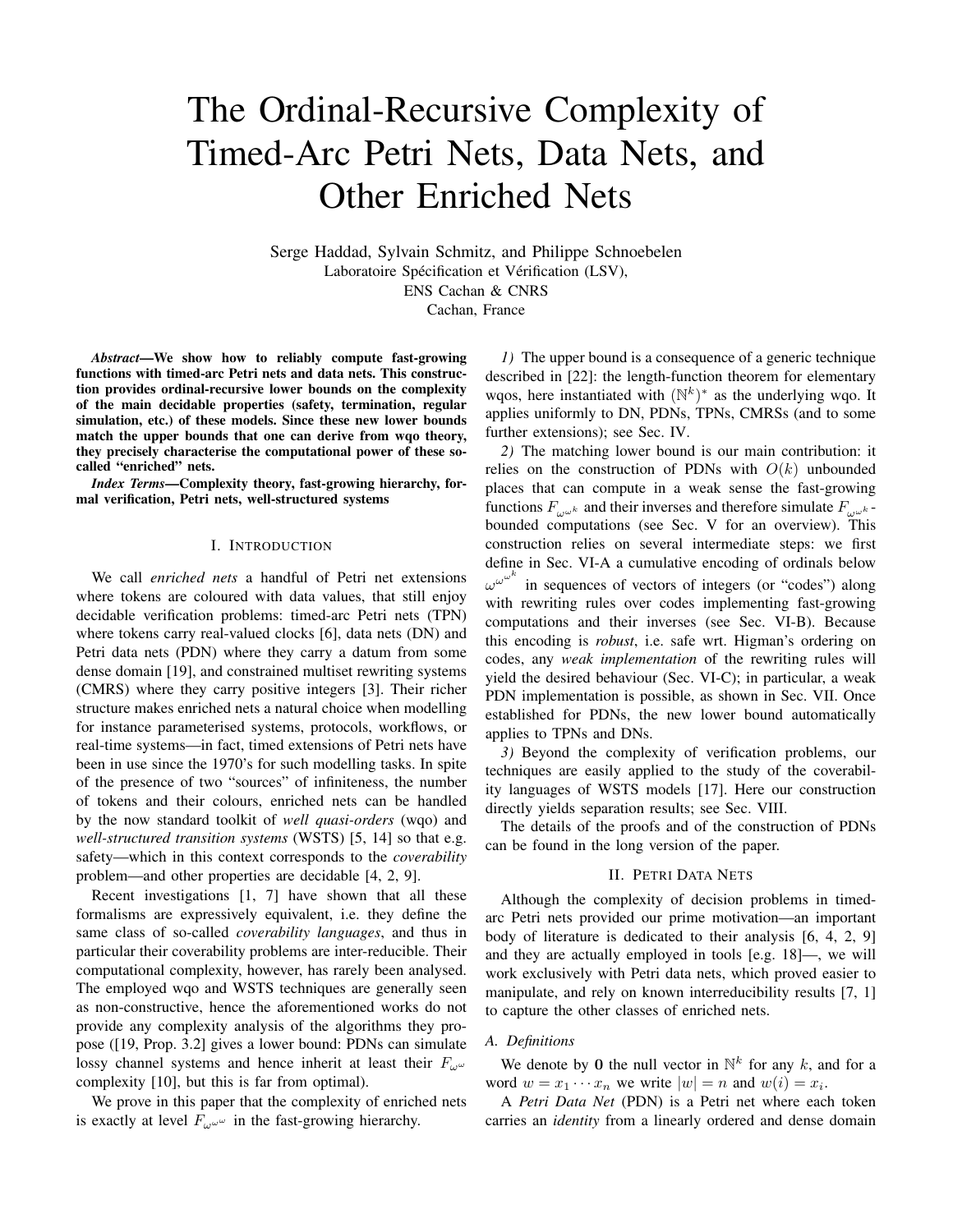# The Ordinal-Recursive Complexity of Timed-Arc Petri Nets, Data Nets, and Other Enriched Nets

Serge Haddad, Sylvain Schmitz, and Philippe Schnoebelen
Laboratoire Spécification et Vérification (LSV),
ENS Cachan & CNRS
Cachan, France

***Abstract*—We show how to reliably compute fast-growing functions with timed-arc Petri nets and data nets. This construction provides ordinal-recursive lower bounds on the complexity of the main decidable properties (safety, termination, regular simulation, etc.) of these models. Since these new lower bounds match the upper bounds that one can derive from wqo theory, they precisely characterise the computational power of these so-called "enriched" nets.**

***Index Terms*—Complexity theory, fast-growing hierarchy, formal verification, Petri nets, well-structured systems**

## I. Introduction

We call *enriched nets* a handful of Petri net extensions where tokens are coloured with data values, that still enjoy decidable verification problems: timed-arc Petri nets (TPN) where tokens carry real-valued clocks [6], data nets (DN) and Petri data nets (PDN) where they carry a datum from some dense domain [19], and constrained multiset rewriting systems (CMRS) where they carry positive integers [3]. Their richer structure makes enriched nets a natural choice when modelling for instance parameterised systems, protocols, workflows, or real-time systems—in fact, timed extensions of Petri nets have been in use since the 1970's for such modelling tasks. In spite of the presence of two "sources" of infiniteness, the number of tokens and their colours, enriched nets can be handled by the now standard toolkit of *well quasi-orders* (wqo) and *well-structured transition systems* (WSTS) [5, 14] so that e.g. safety—which in this context corresponds to the *coverability* problem—and other properties are decidable [4, 2, 9].

Recent investigations [1, 7] have shown that all these formalisms are expressively equivalent, i.e. they define the same class of so-called *coverability languages*, and thus in particular their coverability problems are inter-reducible. Their computational complexity, however, has rarely been analysed. The employed wqo and WSTS techniques are generally seen as non-constructive, hence the aforementioned works do not provide any complexity analysis of the algorithms they propose ([19, Prop. 3.2] gives a lower bound: PDNs can simulate lossy channel systems and hence inherit at least their $F_{\omega^\omega}$ complexity [10], but this is far from optimal).

We prove in this paper that the complexity of enriched nets is exactly at level $F_{\omega^{\omega^\omega}}$ in the fast-growing hierarchy.

*1)* The upper bound is a consequence of a generic technique described in [22]: the length-function theorem for elementary wqos, here instantiated with $(\mathbb{N}^k)^*$ as the underlying wqo. It applies uniformly to DN, PDNs, TPNs, CMRSs (and to some further extensions); see Sec. IV.

*2)* The matching lower bound is our main contribution: it relies on the construction of PDNs with $O(k)$ unbounded places that can compute in a weak sense the fast-growing functions $F_{\omega^{\omega^k}}$ and their inverses and therefore simulate $F_{\omega^{\omega^k}}$-bounded computations (see Sec. V for an overview). This construction relies on several intermediate steps: we first define in Sec. VI-A a cumulative encoding of ordinals below $\omega^{\omega^{\omega^k}}$ in sequences of vectors of integers (or "codes") along with rewriting rules over codes implementing fast-growing computations and their inverses (see Sec. VI-B). Because this encoding is *robust*, i.e. safe wrt. Higman's ordering on codes, any *weak implementation* of the rewriting rules will yield the desired behaviour (Sec. VI-C); in particular, a weak PDN implementation is possible, as shown in Sec. VII. Once established for PDNs, the new lower bound automatically applies to TPNs and DNs.

*3)* Beyond the complexity of verification problems, our techniques are easily applied to the study of the coverability languages of WSTS models [17]. Here our construction directly yields separation results; see Sec. VIII.

The details of the proofs and of the construction of PDNs can be found in the long version of the paper.

## II. Petri Data Nets

Although the complexity of decision problems in timed-arc Petri nets provided our prime motivation—an important body of literature is dedicated to their analysis [6, 4, 2, 9] and they are actually employed in tools [e.g. 18]—, we will work exclusively with Petri data nets, which proved easier to manipulate, and rely on known interreducibility results [7, 1] to capture the other classes of enriched nets.

### A. Definitions

We denote by $\mathbf{0}$ the null vector in $\mathbb{N}^k$ for any $k$, and for a word $w = x_1 \cdots x_n$ we write $|w| = n$ and $w(i) = x_i$.

A *Petri Data Net* (PDN) is a Petri net where each token carries an *identity* from a linearly ordered and dense domain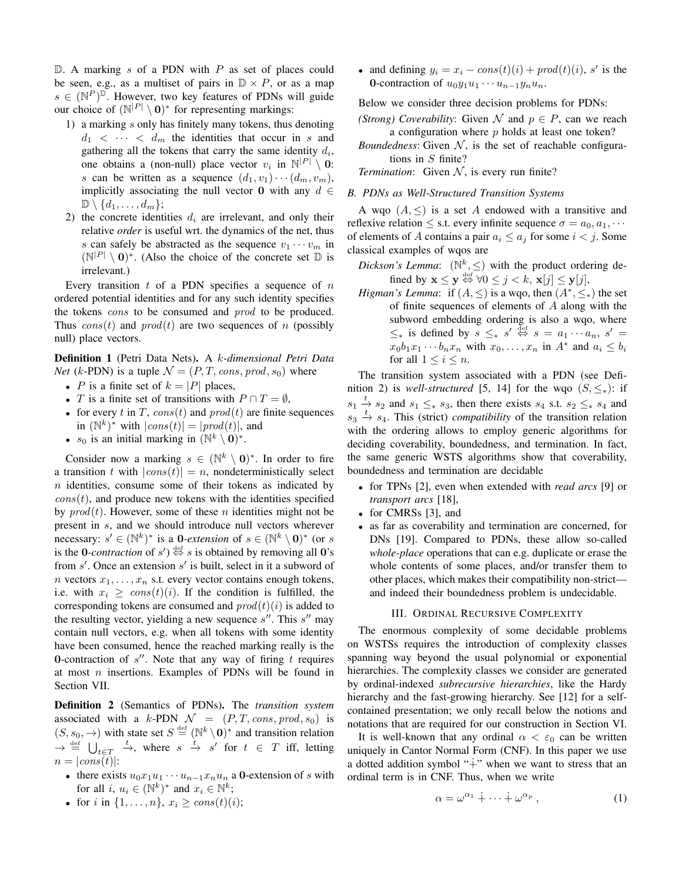$\mathbb{D}$. A marking $s$ of a PDN with $P$ as set of places could be seen, e.g., as a multiset of pairs in $\mathbb{D} \times P$, or as a map $s \in (\mathbb{N}^P)^{\mathbb{D}}$. However, two key features of PDNs will guide our choice of $(\mathbb{N}^{|P|} \setminus \mathbf{0})^*$ for representing markings:

1) a marking $s$ only has finitely many tokens, thus denoting $d_1 < \cdots < d_m$ the identities that occur in $s$ and gathering all the tokens that carry the same identity $d_i$, one obtains a (non-null) place vector $v_i$ in $\mathbb{N}^{|P|} \setminus \mathbf{0}$: $s$ can be written as a sequence $(d_1, v_1) \cdots (d_m, v_m)$, implicitly associating the null vector $\mathbf{0}$ with any $d \in \mathbb{D} \setminus \{d_1, \ldots, d_m\}$;
2) the concrete identities $d_i$ are irrelevant, and only their relative *order* is useful wrt. the dynamics of the net, thus $s$ can safely be abstracted as the sequence $v_1 \cdots v_m$ in $(\mathbb{N}^{|P|} \setminus \mathbf{0})^*$. (Also the choice of the concrete set $\mathbb{D}$ is irrelevant.)

Every transition $t$ of a PDN specifies a sequence of $n$ ordered potential identities and for any such identity specifies the tokens *cons* to be consumed and *prod* to be produced. Thus $cons(t)$ and $prod(t)$ are two sequences of $n$ (possibly null) place vectors.

**Definition 1** (Petri Data Nets)**.** A *$k$-dimensional Petri Data Net* ($k$-PDN) is a tuple $\mathcal{N} = (P, T, cons, prod, s_0)$ where

- $P$ is a finite set of $k = |P|$ places,
- $T$ is a finite set of transitions with $P \cap T = \emptyset$,
- for every $t$ in $T$, $cons(t)$ and $prod(t)$ are finite sequences in $(\mathbb{N}^k)^*$ with $|cons(t)| = |prod(t)|$, and
- $s_0$ is an initial marking in $(\mathbb{N}^k \setminus \mathbf{0})^*$.

Consider now a marking $s \in (\mathbb{N}^k \setminus \mathbf{0})^*$. In order to fire a transition $t$ with $|cons(t)| = n$, nondeterministically select $n$ identities, consume some of their tokens as indicated by $cons(t)$, and produce new tokens with the identities specified by $prod(t)$. However, some of these $n$ identities might not be present in $s$, and we should introduce null vectors wherever necessary: $s' \in (\mathbb{N}^k)^*$ is a **0**-*extension* of $s \in (\mathbb{N}^k \setminus \mathbf{0})^*$ (or $s$ is the **0**-*contraction* of $s'$) $\overset{\text{def}}{\Leftrightarrow}$ $s$ is obtained by removing all $\mathbf{0}$'s from $s'$. Once an extension $s'$ is built, select in it a subword of $n$ vectors $x_1, \ldots, x_n$ s.t. every vector contains enough tokens, i.e. with $x_i \geq cons(t)(i)$. If the condition is fulfilled, the corresponding tokens are consumed and $prod(t)(i)$ is added to the resulting vector, yielding a new sequence $s''$. This $s''$ may contain null vectors, e.g. when all tokens with some identity have been consumed, hence the reached marking really is the **0**-contraction of $s''$. Note that any way of firing $t$ requires at most $n$ insertions. Examples of PDNs will be found in Section VII.

**Definition 2** (Semantics of PDNs)**.** The *transition system* associated with a $k$-PDN $\mathcal{N} = (P, T, cons, prod, s_0)$ is $(S, s_0, \rightarrow)$ with state set $S \overset{\text{def}}{=} (\mathbb{N}^k \setminus \mathbf{0})^*$ and transition relation $\rightarrow \overset{\text{def}}{=} \bigcup_{t \in T} \xrightarrow{t}$, where $s \xrightarrow{t} s'$ for $t \in T$ iff, letting $n = |cons(t)|$:

- there exists $u_0 x_1 u_1 \cdots u_{n-1} x_n u_n$ a **0**-extension of $s$ with for all $i$, $u_i \in (\mathbb{N}^k)^*$ and $x_i \in \mathbb{N}^k$;
- for $i$ in $\{1, \ldots, n\}$, $x_i \geq cons(t)(i)$;
- and defining $y_i = x_i - cons(t)(i) + prod(t)(i)$, $s'$ is the **0**-contraction of $u_0 y_1 u_1 \cdots u_{n-1} y_n u_n$.

Below we consider three decision problems for PDNs:

*(Strong) Coverability*: Given $\mathcal{N}$ and $p \in P$, can we reach a configuration where $p$ holds at least one token?

*Boundedness*: Given $\mathcal{N}$, is the set of reachable configurations in $S$ finite?

*Termination*: Given $\mathcal{N}$, is every run finite?

### B. PDNs as Well-Structured Transition Systems

A wqo $(A, \leq)$ is a set $A$ endowed with a transitive and reflexive relation $\leq$ s.t. every infinite sequence $\sigma = a_0, a_1, \cdots$ of elements of $A$ contains a pair $a_i \leq a_j$ for some $i < j$. Some classical examples of wqos are

*Dickson's Lemma*: $(\mathbb{N}^k, \leq)$ with the product ordering defined by $\mathbf{x} \leq \mathbf{y} \overset{\text{def}}{\Leftrightarrow} \forall 0 \leq j < k, \mathbf{x}[j] \leq \mathbf{y}[j]$,

*Higman's Lemma*: if $(A, \leq)$ is a wqo, then $(A^*, \leq_*)$ the set of finite sequences of elements of $A$ along with the subword embedding ordering is also a wqo, where $\leq_*$ is defined by $s \leq_* s' \overset{\text{def}}{\Leftrightarrow} s = a_1 \cdots a_n$, $s' = x_0 b_1 x_1 \cdots b_n x_n$ with $x_0, \ldots, x_n$ in $A^*$ and $a_i \leq b_i$ for all $1 \leq i \leq n$.

The transition system associated with a PDN (see Definition 2) is *well-structured* [5, 14] for the wqo $(S, \leq_*)$: if $s_1 \xrightarrow{t} s_2$ and $s_1 \leq_* s_3$, then there exists $s_4$ s.t. $s_2 \leq_* s_4$ and $s_3 \xrightarrow{t} s_4$. This (strict) *compatibility* of the transition relation with the ordering allows to employ generic algorithms for deciding coverability, boundedness, and termination. In fact, the same generic WSTS algorithms show that coverability, boundedness and termination are decidable

- for TPNs [2], even when extended with *read arcs* [9] or *transport arcs* [18],
- for CMRSs [3], and
- as far as coverability and termination are concerned, for DNs [19]. Compared to PDNs, these allow so-called *whole-place* operations that can e.g. duplicate or erase the whole contents of some places, and/or transfer them to other places, which makes their compatibility non-strict—and indeed their boundedness problem is undecidable.

## III. Ordinal Recursive Complexity

The enormous complexity of some decidable problems on WSTSs requires the introduction of complexity classes spanning way beyond the usual polynomial or exponential hierarchies. The complexity classes we consider are generated by ordinal-indexed *subrecursive hierarchies*, like the Hardy hierarchy and the fast-growing hierarchy. See [12] for a self-contained presentation; we only recall below the notions and notations that are required for our construction in Section VI.

It is well-known that any ordinal $\alpha < \varepsilon_0$ can be written uniquely in Cantor Normal Form (CNF). In this paper we use a dotted addition symbol "$\dot{+}$" when we want to stress that an ordinal term is in CNF. Thus, when we write

$$\alpha = \omega^{\alpha_1} \dot{+} \cdots \dot{+} \omega^{\alpha_p}\,, \tag{1}$$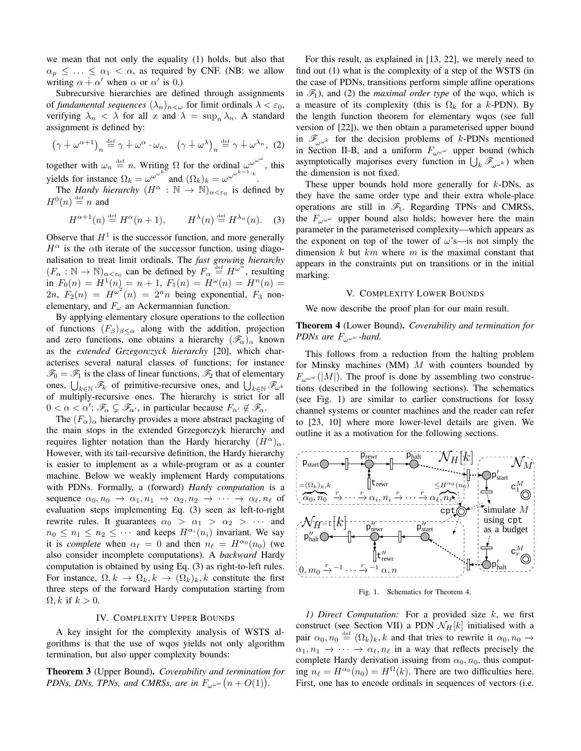we mean that not only the equality (1) holds, but also that $\alpha_p \leq \ldots \leq \alpha_1 < \alpha$, as required by CNF. (NB: we allow writing $\alpha \dotplus \alpha'$ when $\alpha$ or $\alpha'$ is 0.)

Subrecursive hierarchies are defined through assignments of *fundamental sequences* $(\lambda_n)_{n<\omega}$ for limit ordinals $\lambda < \varepsilon_0$, verifying $\lambda_n < \lambda$ for all $x$ and $\lambda = \sup_n \lambda_n$. A standard assignment is defined by:

$$\left(\gamma \dotplus \omega^{\alpha+1}\right)_n \stackrel{\text{def}}{=} \gamma \dotplus \omega^{\alpha} \cdot \omega_n, \quad \left(\gamma \dotplus \omega^{\lambda}\right)_n \stackrel{\text{def}}{=} \gamma \dotplus \omega^{\lambda_n}, \quad (2)$$

together with $\omega_n \stackrel{\text{def}}{=} n$. Writing $\Omega$ for the ordinal $\omega^{\omega^{\omega}}$, this yields for instance $\Omega_k = \omega^{\omega^{\omega^k}}$ and $(\Omega_k)_k = \omega^{\omega^{\omega^{k-1} \cdot k}}$.

The *Hardy hierarchy* $(H^\alpha : \mathbb{N} \to \mathbb{N})_{\alpha<\varepsilon_0}$ is defined by $H^0(n) \stackrel{\text{def}}{=} n$ and

$$H^{\alpha+1}(n) \stackrel{\text{def}}{=} H^{\alpha}(n+1), \qquad H^{\lambda}(n) \stackrel{\text{def}}{=} H^{\lambda_n}(n). \quad (3)$$

Observe that $H^1$ is the successor function, and more generally $H^\alpha$ is the $\alpha$th iterate of the successor function, using diagonalisation to treat limit ordinals. The *fast growing hierarchy* $(F_\alpha : \mathbb{N} \to \mathbb{N})_{\alpha<\varepsilon_0}$ can be defined by $F_\alpha \stackrel{\text{def}}{=} H^{\omega^\alpha}$, resulting in $F_0(n) = H^1(n) = n+1$, $F_1(n) = H^\omega(n) = H^n(n) = 2n$, $F_2(n) = H^{\omega^2}(n) = 2^n n$ being exponential, $F_3$ non-elementary, and $F_\omega$ an Ackermannian function.

By applying elementary closure operations to the collection of functions $(F_\beta)_{\beta\leq\alpha}$ along with the addition, projection and zero functions, one obtains a hierarchy $(\mathscr{F}_\alpha)_\alpha$ known as the *extended Grzegorczyck hierarchy* [20], which characterises several natural classes of functions; for instance $\mathscr{F}_0 = \mathscr{F}_1$ is the class of linear functions, $\mathscr{F}_2$ that of elementary ones, $\bigcup_{k\in\mathbb{N}} \mathscr{F}_k$ of primitive-recursive ones, and $\bigcup_{k\in\mathbb{N}} \mathscr{F}_{\omega^k}$ of multiply-recursive ones. The hierarchy is strict for all $0 < \alpha < \alpha'$: $\mathscr{F}_\alpha \subsetneq \mathscr{F}_{\alpha'}$, in particular because $F_{\alpha'} \notin \mathscr{F}_\alpha$.

The $(F_\alpha)_\alpha$ hierarchy provides a more abstract packaging of the main stops in the extended Grzegorczyck hierarchy and requires lighter notation than the Hardy hierarchy $(H^\alpha)_\alpha$. However, with its tail-recursive definition, the Hardy hierarchy is easier to implement as a while-program or as a counter machine. Below we weakly implement Hardy computations with PDNs. Formally, a (forward) *Hardy computation* is a sequence $\alpha_0, n_0 \to \alpha_1, n_1 \to \alpha_2, n_2 \to \cdots \to \alpha_\ell, n_\ell$ of evaluation steps implementing Eq. (3) seen as left-to-right rewrite rules. It guarantees $\alpha_0 > \alpha_1 > \alpha_2 > \cdots$ and $n_0 \leq n_1 \leq n_2 \leq \cdots$ and keeps $H^{\alpha_i}(n_i)$ invariant. We say it is *complete* when $\alpha_\ell = 0$ and then $n_\ell = H^{\alpha_0}(n_0)$ (we also consider incomplete computations). A *backward* Hardy computation is obtained by using Eq. (3) as right-to-left rules. For instance, $\Omega, k \to \Omega_k, k \to (\Omega_k)_k, k$ constitute the first three steps of the forward Hardy computation starting from $\Omega, k$ if $k > 0$.

## IV. Complexity Upper Bounds

A key insight for the complexity analysis of WSTS algorithms is that the use of wqos yields not only algorithm termination, but also upper complexity bounds:

**Theorem 3** (Upper Bound). *Coverability and termination for PDNs, DNs, TPNs, and CMRSs, are in $F_{\omega^{\omega^\omega}}\big(n + O(1)\big)$.*

For this result, as explained in [13, 22], we merely need to find out (1) what is the complexity of a step of the WSTS (in the case of PDNs, transitions perform simple affine operations in $\mathscr{F}_1$), and (2) the *maximal order type* of the wqo, which is a measure of its complexity (this is $\Omega_k$ for a $k$-PDN). By the length function theorem for elementary wqos (see full version of [22]), we then obtain a parameterised upper bound in $\mathscr{F}_{\omega^{\omega^k}}$ for the decision problems of $k$-PDNs mentioned in Section II-B, and a uniform $F_{\omega^{\omega^\omega}}$ upper bound (which asymptotically majorises every function in $\bigcup_k \mathscr{F}_{\omega^{\omega^k}}$) when the dimension is not fixed.

These upper bounds hold more generally for $k$-DNs, as they have the same order type and their extra whole-place operations are still in $\mathscr{F}_1$. Regarding TPNs and CMRSs, the $F_{\omega^{\omega^\omega}}$ upper bound also holds; however here the main parameter in the parameterised complexity—which appears as the exponent on top of the tower of $\omega$'s—is not simply the dimension $k$ but $km$ where $m$ is the maximal constant that appears in the constraints put on transitions or in the initial marking.

## V. Complexity Lower Bounds

We now describe the proof plan for our main result.

**Theorem 4** (Lower Bound). *Coverability and termination for PDNs are $F_{\omega^{\omega^\omega}}$-hard.*

This follows from a reduction from the halting problem for Minsky machines (MM) $M$ with counters bounded by $F_{\omega^{\omega^\omega}}(|M|)$. The proof is done by assembling two constructions (described in the following sections). The schematics (see Fig. 1) are similar to earlier constructions for lossy channel systems or counter machines and the reader can refer to [23, 10] where more lower-level details are given. We outline it as a motivation for the following sections.

Fig. 1. Schematics for Theorem 4.

*1) Direct Computation:* For a provided size $k$, we first construct (see Section VII) a PDN $\mathcal{N}_H[k]$ initialised with a pair $\alpha_0, n_0 \stackrel{\text{def}}{=} (\Omega_k)_k, k$ and that tries to rewrite it $\alpha_0, n_0 \to \alpha_1, n_1 \to \cdots \to \alpha_\ell, n_\ell$ in a way that reflects precisely the complete Hardy derivation issuing from $\alpha_0, n_0$, thus computing $n_\ell = H^{\alpha_0}(n_0) = H^{\Omega}(k)$. There are two difficulties here. First, one has to encode ordinals in sequences of vectors (i.e.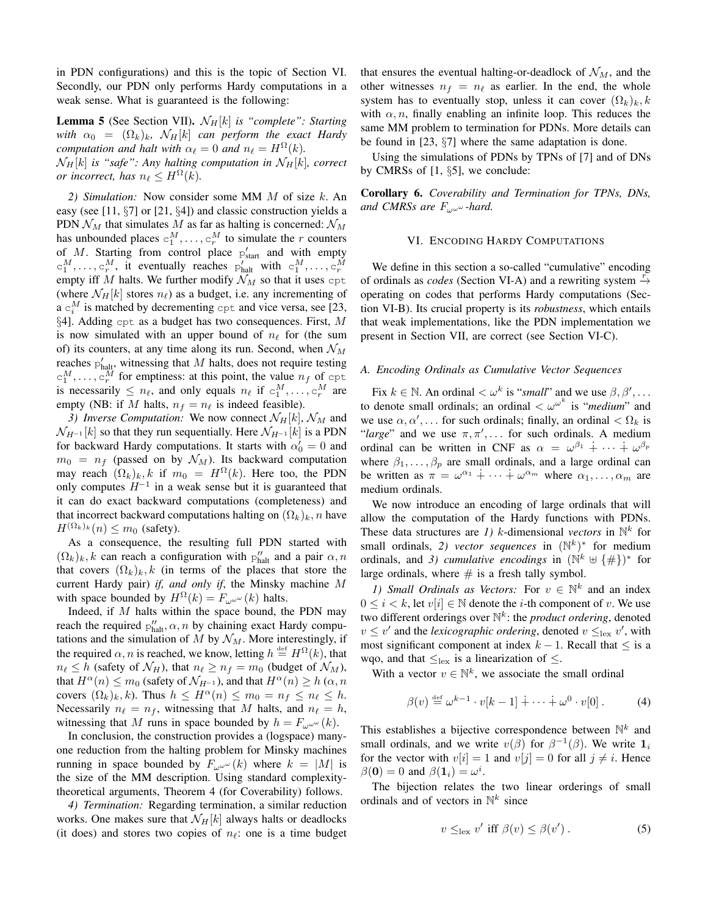in PDN configurations) and this is the topic of Section VI. Secondly, our PDN only performs Hardy computations in a weak sense. What is guaranteed is the following:

**Lemma 5** (See Section VII). *$\mathcal{N}_H[k]$ is "complete": Starting with $\alpha_0 = (\Omega_k)_k$, $\mathcal{N}_H[k]$ can perform the exact Hardy computation and halt with $\alpha_\ell = 0$ and $n_\ell = H^{\Omega}(k)$.*
*$\mathcal{N}_H[k]$ is "safe": Any halting computation in $\mathcal{N}_H[k]$, correct or incorrect, has $n_\ell \leq H^{\Omega}(k)$.*

*2) Simulation:* Now consider some MM $M$ of size $k$. An easy (see [11, §7] or [21, §4]) and classic construction yields a PDN $\mathcal{N}_M$ that simulates $M$ as far as halting is concerned: $\mathcal{N}_M$ has unbounded places $\mathtt{c}_1^M, \ldots, \mathtt{c}_r^M$ to simulate the $r$ counters of $M$. Starting from control place $\mathtt{p}'_{\text{start}}$ and with empty $\mathtt{c}_1^M, \ldots, \mathtt{c}_r^M$, it eventually reaches $\mathtt{p}'_{\text{halt}}$ with $\mathtt{c}_1^M, \ldots, \mathtt{c}_r^M$ empty iff $M$ halts. We further modify $\mathcal{N}_M$ so that it uses $\mathtt{cpt}$ (where $\mathcal{N}_H[k]$ stores $n_\ell$) as a budget, i.e. any incrementing of a $\mathtt{c}_i^M$ is matched by decrementing $\mathtt{cpt}$ and vice versa, see [23, §4]. Adding $\mathtt{cpt}$ as a budget has two consequences. First, $M$ is now simulated with an upper bound of $n_\ell$ for (the sum of) its counters, at any time along its run. Second, when $\mathcal{N}_M$ reaches $\mathtt{p}'_{\text{halt}}$, witnessing that $M$ halts, does not require testing $\mathtt{c}_1^M, \ldots, \mathtt{c}_r^M$ for emptiness: at this point, the value $n_f$ of $\mathtt{cpt}$ is necessarily $\leq n_\ell$, and only equals $n_\ell$ if $\mathtt{c}_1^M, \ldots, \mathtt{c}_r^M$ are empty (NB: if $M$ halts, $n_f = n_\ell$ is indeed feasible).

*3) Inverse Computation:* We now connect $\mathcal{N}_H[k]$, $\mathcal{N}_M$ and $\mathcal{N}_{H^{-1}}[k]$ so that they run sequentially. Here $\mathcal{N}_{H^{-1}}[k]$ is a PDN for backward Hardy computations. It starts with $\alpha'_0 = 0$ and $m_0 = n_f$ (passed on by $\mathcal{N}_M$). Its backward computation may reach $(\Omega_k)_k, k$ if $m_0 = H^{\Omega}(k)$. Here too, the PDN only computes $H^{-1}$ in a weak sense but it is guaranteed that it can do exact backward computations (completeness) and that incorrect backward computations halting on $(\Omega_k)_k, n$ have $H^{(\Omega_k)_k}(n) \leq m_0$ (safety).

As a consequence, the resulting full PDN started with $(\Omega_k)_k, k$ can reach a configuration with $\mathtt{p}''_{\text{halt}}$ and a pair $\alpha, n$ that covers $(\Omega_k)_k, k$ (in terms of the places that store the current Hardy pair) *if, and only if*, the Minsky machine $M$ with space bounded by $H^{\Omega}(k) = F_{\omega^{\omega^\omega}}(k)$ halts.

Indeed, if $M$ halts within the space bound, the PDN may reach the required $\mathtt{p}''_{\text{halt}}, \alpha, n$ by chaining exact Hardy computations and the simulation of $M$ by $\mathcal{N}_M$. More interestingly, if the required $\alpha, n$ is reached, we know, letting $h \stackrel{\text{def}}{=} H^{\Omega}(k)$, that $n_\ell \leq h$ (safety of $\mathcal{N}_H$), that $n_\ell \geq n_f = m_0$ (budget of $\mathcal{N}_M$), that $H^{\alpha}(n) \leq m_0$ (safety of $\mathcal{N}_{H^{-1}}$), and that $H^{\alpha}(n) \geq h$ ($\alpha, n$ covers $(\Omega_k)_k, k$). Thus $h \leq H^{\alpha}(n) \leq m_0 = n_f \leq n_\ell \leq h$. Necessarily $n_\ell = n_f$, witnessing that $M$ halts, and $n_\ell = h$, witnessing that $M$ runs in space bounded by $h = F_{\omega^{\omega^\omega}}(k)$.

In conclusion, the construction provides a (logspace) many-one reduction from the halting problem for Minsky machines running in space bounded by $F_{\omega^{\omega^\omega}}(k)$ where $k = |M|$ is the size of the MM description. Using standard complexity-theoretical arguments, Theorem 4 (for Coverability) follows.

*4) Termination:* Regarding termination, a similar reduction works. One makes sure that $\mathcal{N}_H[k]$ always halts or deadlocks (it does) and stores two copies of $n_\ell$: one is a time budget that ensures the eventual halting-or-deadlock of $\mathcal{N}_M$, and the other witnesses $n_f = n_\ell$ as earlier. In the end, the whole system has to eventually stop, unless it can cover $(\Omega_k)_k, k$ with $\alpha, n$, finally enabling an infinite loop. This reduces the same MM problem to termination for PDNs. More details can be found in [23, §7] where the same adaptation is done.

Using the simulations of PDNs by TPNs of [7] and of DNs by CMRSs of [1, §5], we conclude:

**Corollary 6.** *Coverability and Termination for TPNs, DNs, and CMRSs are $F_{\omega^{\omega^\omega}}$-hard.*

## VI. Encoding Hardy Computations

We define in this section a so-called "cumulative" encoding of ordinals as *codes* (Section VI-A) and a rewriting system $\xrightarrow{r}$ operating on codes that performs Hardy computations (Section VI-B). Its crucial property is its *robustness*, which entails that weak implementations, like the PDN implementation we present in Section VII, are correct (see Section VI-C).

### A. Encoding Ordinals as Cumulative Vector Sequences

Fix $k \in \mathbb{N}$. An ordinal $< \omega^k$ is "*small*" and we use $\beta, \beta', \ldots$ to denote small ordinals; an ordinal $< \omega^{\omega^k}$ is "*medium*" and we use $\alpha, \alpha', \ldots$ for such ordinals; finally, an ordinal $< \Omega_k$ is "*large*" and we use $\pi, \pi', \ldots$ for such ordinals. A medium ordinal can be written in CNF as $\alpha = \omega^{\beta_1} \dotplus \cdots \dotplus \omega^{\beta_p}$ where $\beta_1, \ldots, \beta_p$ are small ordinals, and a large ordinal can be written as $\pi = \omega^{\alpha_1} \dotplus \cdots \dotplus \omega^{\alpha_m}$ where $\alpha_1, \ldots, \alpha_m$ are medium ordinals.

We now introduce an encoding of large ordinals that will allow the computation of the Hardy functions with PDNs. These data structures are *1)* $k$-dimensional *vectors* in $\mathbb{N}^k$ for small ordinals, *2) vector sequences* in $(\mathbb{N}^k)^*$ for medium ordinals, and *3) cumulative encodings* in $(\mathbb{N}^k \uplus \{\#\})^*$ for large ordinals, where $\#$ is a fresh tally symbol.

*1) Small Ordinals as Vectors:* For $v \in \mathbb{N}^k$ and an index $0 \leq i < k$, let $v[i] \in \mathbb{N}$ denote the $i$-th component of $v$. We use two different orderings over $\mathbb{N}^k$: the *product ordering*, denoted $v \leq v'$ and the *lexicographic ordering*, denoted $v \leq_{\text{lex}} v'$, with most significant component at index $k-1$. Recall that $\leq$ is a wqo, and that $\leq_{\text{lex}}$ is a linearization of $\leq$.

With a vector $v \in \mathbb{N}^k$, we associate the small ordinal

$$\beta(v) \stackrel{\text{def}}{=} \omega^{k-1} \cdot v[k-1] \dotplus \cdots \dotplus \omega^0 \cdot v[0] \,. \tag{4}$$

This establishes a bijective correspondence between $\mathbb{N}^k$ and small ordinals, and we write $v(\beta)$ for $\beta^{-1}(\beta)$. We write $\mathbf{1}_i$ for the vector with $v[i] = 1$ and $v[j] = 0$ for all $j \neq i$. Hence $\beta(\mathbf{0}) = 0$ and $\beta(\mathbf{1}_i) = \omega^i$.

The bijection relates the two linear orderings of small ordinals and of vectors in $\mathbb{N}^k$ since

$$v \leq_{\text{lex}} v' \text{ iff } \beta(v) \leq \beta(v') \,. \tag{5}$$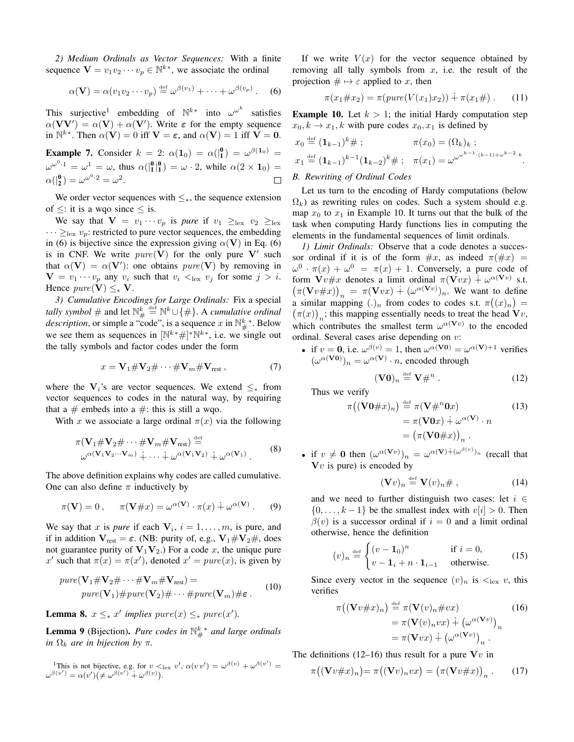*2) Medium Ordinals as Vector Sequences:* With a finite sequence $\mathbf{V} = v_1 v_2 \cdots v_p \in \mathbb{N}^{k*}$, we associate the ordinal

$$\alpha(\mathbf{V}) = \alpha(v_1 v_2 \cdots v_p) \stackrel{\text{def}}{=} \omega^{\beta(v_1)} + \cdots + \omega^{\beta(v_p)} . \quad (6)$$

This surjective[1] embedding of $\mathbb{N}^{k*}$ into $\omega^{\omega^k}$ satisfies $\alpha(\mathbf{V}\mathbf{V}') = \alpha(\mathbf{V}) + \alpha(\mathbf{V}')$. Write $\boldsymbol{\varepsilon}$ for the empty sequence in $\mathbb{N}^{k*}$. Then $\alpha(\mathbf{V}) = 0$ iff $\mathbf{V} = \boldsymbol{\varepsilon}$, and $\alpha(\mathbf{V}) = 1$ iff $\mathbf{V} = \mathbf{0}$.

**Example 7.** Consider $k = 2$: $\alpha(\mathbf{1}_0) = \alpha(|^{\mathbf{0}}_{\mathbf{1}}) = \omega^{\beta(\mathbf{1}_0)} = \omega^{\omega^0 \cdot 1} = \omega^1 = \omega$, thus $\alpha(|^{\mathbf{0}}_{\mathbf{1}}|^{\mathbf{0}}_{\mathbf{1}}) = \omega \cdot 2$, while $\alpha(2 \times \mathbf{1}_0) = \alpha(|^{\mathbf{0}}_{\mathbf{2}}) = \omega^{\omega^0 \cdot 2} = \omega^2$. □

We order vector sequences with $\leq_*$, the sequence extension of $\leq$: it is a wqo since $\leq$ is.

We say that $\mathbf{V} = v_1 \cdots v_p$ is *pure* if $v_1 \geq_{\text{lex}} v_2 \geq_{\text{lex}} \cdots \geq_{\text{lex}} v_p$: restricted to pure vector sequences, the embedding in (6) is bijective since the expression giving $\alpha(\mathbf{V})$ in Eq. (6) is in CNF. We write $pure(\mathbf{V})$ for the only pure $\mathbf{V}'$ such that $\alpha(\mathbf{V}) = \alpha(\mathbf{V}')$: one obtains $pure(\mathbf{V})$ by removing in $\mathbf{V} = v_1 \cdots v_p$ any $v_i$ such that $v_i <_{\text{lex}} v_j$ for some $j > i$. Hence $pure(\mathbf{V}) \leq_* \mathbf{V}$.

*3) Cumulative Encodings for Large Ordinals:* Fix a special *tally symbol* # and let $\mathbb{N}^k_{\#} \stackrel{\text{def}}{=} \mathbb{N}^k \cup \{\#\}$. A *cumulative ordinal description*, or simple a "code", is a sequence $x$ in $\mathbb{N}^{k}_{\#}{}^*$. Below we see them as sequences in $[\mathbb{N}^{k*}\#]^*\mathbb{N}^{k*}$, i.e. we single out the tally symbols and factor codes under the form

$$x = \mathbf{V}_1 \# \mathbf{V}_2 \# \cdots \# \mathbf{V}_m \# \mathbf{V}_{\text{rest}} , \quad (7)$$

where the $\mathbf{V}_i$'s are vector sequences. We extend $\leq_*$ from vector sequences to codes in the natural way, by requiring that a # embeds into a #: this is still a wqo.

With $x$ we associate a large ordinal $\pi(x)$ via the following

$$\begin{aligned} &\pi(\mathbf{V}_1 \# \mathbf{V}_2 \# \cdots \# \mathbf{V}_m \# \mathbf{V}_{\text{rest}}) \stackrel{\text{def}}{=} \\ &\quad \omega^{\alpha(\mathbf{V}_1 \mathbf{V}_2 \cdots \mathbf{V}_m)} \dotplus \cdots \dotplus \omega^{\alpha(\mathbf{V}_1 \mathbf{V}_2)} \dotplus \omega^{\alpha(\mathbf{V}_1)} . \end{aligned} \quad (8)$$

The above definition explains why codes are called cumulative. One can also define $\pi$ inductively by

$$\pi(\mathbf{V}) = 0 , \qquad \pi(\mathbf{V}\#x) = \omega^{\alpha(\mathbf{V})} \cdot \pi(x) \dotplus \omega^{\alpha(\mathbf{V})} . \quad (9)$$

We say that $x$ is *pure* if each $\mathbf{V}_i$, $i = 1, \ldots, m$, is pure, and if in addition $\mathbf{V}_{\text{rest}} = \boldsymbol{\varepsilon}$. (NB: purity of, e.g., $\mathbf{V}_1 \# \mathbf{V}_2 \#$, does not guarantee purity of $\mathbf{V}_1 \mathbf{V}_2$.) For a code $x$, the unique pure $x'$ such that $\pi(x) = \pi(x')$, denoted $x' = pure(x)$, is given by

$$\begin{aligned} &pure(\mathbf{V}_1 \# \mathbf{V}_2 \# \cdots \# \mathbf{V}_m \# \mathbf{V}_{\text{rest}}) = \\ &\quad pure(\mathbf{V}_1) \# pure(\mathbf{V}_2) \# \cdots \# pure(\mathbf{V}_m) \# \boldsymbol{\varepsilon} . \end{aligned} \quad (10)$$

**Lemma 8.** *$x \leq_* x'$ implies $pure(x) \leq_* pure(x')$.*

**Lemma 9** (Bijection). *Pure codes in $\mathbb{N}^{k}_{\#}{}^*$ and large ordinals in $\Omega_k$ are in bijection by $\pi$.*

[1] This is not bijective, e.g. for $v <_{\text{lex}} v'$, $\alpha(v\,v') = \omega^{\beta(v)} + \omega^{\beta(v')} = \omega^{\beta(v')} = \alpha(v') (\neq \omega^{\beta(v')} \dotplus \omega^{\beta(v)})$.

If we write $V(x)$ for the vector sequence obtained by removing all tally symbols from $x$, i.e. the result of the projection $\# \mapsto \varepsilon$ applied to $x$, then

$$\pi(x_1 \# x_2) = \pi(pure(V(x_1)x_2)) \dotplus \pi(x_1 \#) . \quad (11)$$

**Example 10.** Let $k > 1$; the initial Hardy computation step $x_0, k \to x_1, k$ with pure codes $x_0, x_1$ is defined by

$$x_0 \stackrel{\text{def}}{=} (\mathbf{1}_{k-1})^k \# ; \qquad \pi(x_0) = (\Omega_k)_k ;$$

$$x_1 \stackrel{\text{def}}{=} (\mathbf{1}_{k-1})^{k-1} (\mathbf{1}_{k-2})^k \# ; \quad \pi(x_1) = \omega^{\omega^{\omega^{k-1} \cdot (k-1) + \omega^{k-2} \cdot k}} .$$

### B. Rewriting of Ordinal Codes

Let us turn to the encoding of Hardy computations (below $\Omega_k$) as rewriting rules on codes. Such a system should e.g. map $x_0$ to $x_1$ in Example 10. It turns out that the bulk of the task when computing Hardy functions lies in computing the elements in the fundamental sequences of limit ordinals.

*1) Limit Ordinals:* Observe that a code denotes a successor ordinal if it is of the form $\#x$, as indeed $\pi(\#x) = \omega^0 \cdot \pi(x) + \omega^0 = \pi(x) + 1$. Conversely, a pure code of form $\mathbf{V}v\#x$ denotes a limit ordinal $\pi(\mathbf{V}vx) \dotplus \omega^{\alpha(\mathbf{V}v)}$ s.t. $\big(\pi(\mathbf{V}v\#x)\big)_n = \pi(\mathbf{V}vx) \dotplus (\omega^{\alpha(\mathbf{V}v)})_n$. We want to define a similar mapping $(.)_n$ from codes to codes s.t. $\pi\big((x)_n\big) = \big(\pi(x)\big)_n$; this mapping essentially needs to treat the head $\mathbf{V}v$, which contributes the smallest term $\omega^{\alpha(\mathbf{V}v)}$ to the encoded ordinal. Several cases arise depending on $v$:

- if $v = \mathbf{0}$, i.e. $\omega^{\beta(v)} = 1$, then $\omega^{\alpha(\mathbf{V}\mathbf{0})} = \omega^{\alpha(\mathbf{V})+1}$ verifies $(\omega^{\alpha(\mathbf{V}\mathbf{0})})_n = \omega^{\alpha(\mathbf{V})} \cdot n$, encoded through

$$(\mathbf{V}\mathbf{0})_n \stackrel{\text{def}}{=} \mathbf{V}\#^n . \quad (12)$$

  Thus we verify

$$\begin{aligned} \pi\big((\mathbf{V}\mathbf{0}\#x)_n\big) &\stackrel{\text{def}}{=} \pi(\mathbf{V}\#^n\mathbf{0}x) \\ &= \pi(\mathbf{V}\mathbf{0}x) \dotplus \omega^{\alpha(\mathbf{V})} \cdot n \\ &= \big(\pi(\mathbf{V}\mathbf{0}\#x)\big)_n . \end{aligned} \quad (13)$$

- if $v \neq \mathbf{0}$ then $(\omega^{\alpha(\mathbf{V}v)})_n = \omega^{\alpha(\mathbf{V}) \dotplus (\omega^{\beta(v)})_n}$ (recall that $\mathbf{V}v$ is pure) is encoded by

$$(\mathbf{V}v)_n \stackrel{\text{def}}{=} \mathbf{V}(v)_n\# , \quad (14)$$

  and we need to further distinguish two cases: let $i \in \{0, \ldots, k-1\}$ be the smallest index with $v[i] > 0$. Then $\beta(v)$ is a successor ordinal if $i = 0$ and a limit ordinal otherwise, hence the definition

$$(v)_n \stackrel{\text{def}}{=} \begin{cases} (v - \mathbf{1}_0)^n & \text{if } i = 0, \\ v - \mathbf{1}_i + n \cdot \mathbf{1}_{i-1} & \text{otherwise.} \end{cases} \quad (15)$$

  Since every vector in the sequence $(v)_n$ is $<_{\text{lex}} v$, this verifies

$$\begin{aligned} \pi\big((\mathbf{V}v\#x)_n\big) &\stackrel{\text{def}}{=} \pi(\mathbf{V}(v)_n\#vx) \\ &= \pi(\mathbf{V}(v)_nvx) \dotplus \big(\omega^{\alpha(\mathbf{V}v)}\big)_n \\ &= \pi(\mathbf{V}vx) \dotplus \big(\omega^{\alpha(\mathbf{V}v)}\big)_n . \end{aligned} \quad (16)$$

The definitions (12–16) thus result for a pure $\mathbf{V}v$ in

$$\pi\big((\mathbf{V}v\#x)_n\big) = \pi\big((\mathbf{V}v)_nvx\big) = \big(\pi(\mathbf{V}v\#x)\big)_n . \quad (17)$$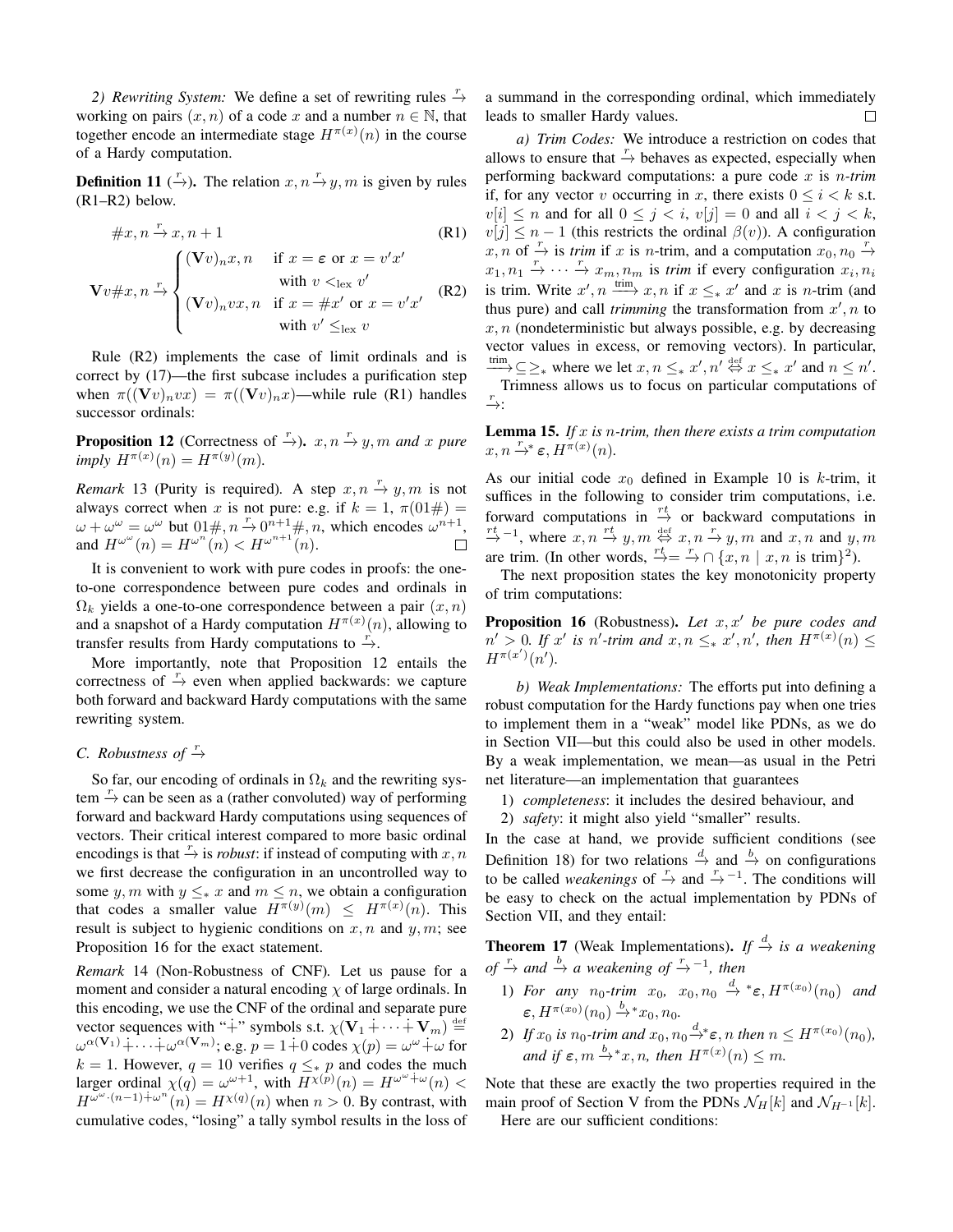*2) Rewriting System:* We define a set of rewriting rules $\xrightarrow{r}$ working on pairs $(x, n)$ of a code $x$ and a number $n \in \mathbb{N}$, that together encode an intermediate stage $H^{\pi(x)}(n)$ in the course of a Hardy computation.

**Definition 11** ($\xrightarrow{r}$). The relation $x, n \xrightarrow{r} y, m$ is given by rules (R1–R2) below.

$$\# x, n \xrightarrow{r} x, n+1 \tag{R1}$$

$$\mathbf{V}v\# x, n \xrightarrow{r} \begin{cases} (\mathbf{V}v)_n x, n & \text{if } x = \varepsilon \text{ or } x = v'x' \\ & \quad \text{with } v <_{\text{lex}} v' \\ (\mathbf{V}v)_n v x, n & \text{if } x = \# x' \text{ or } x = v'x' \\ & \quad \text{with } v' \leq_{\text{lex}} v \end{cases} \tag{R2}$$

Rule (R2) implements the case of limit ordinals and is correct by (17)—the first subcase includes a purification step when $\pi((\mathbf{V}v)_n v x) = \pi((\mathbf{V}v)_n x)$—while rule (R1) handles successor ordinals:

**Proposition 12** (Correctness of $\xrightarrow{r}$). *$x, n \xrightarrow{r} y, m$ and $x$ pure imply $H^{\pi(x)}(n) = H^{\pi(y)}(m)$.*

*Remark* 13 (Purity is required). A step $x, n \xrightarrow{r} y, m$ is not always correct when $x$ is not pure: e.g. if $k = 1$, $\pi(01\#) = \omega + \omega^\omega = \omega^\omega$ but $01\#, n \xrightarrow{r} 0^{n+1}\#, n$, which encodes $\omega^{n+1}$, and $H^{\omega^\omega}(n) = H^{\omega^n}(n) < H^{\omega^{n+1}}(n)$. □

It is convenient to work with pure codes in proofs: the one-to-one correspondence between pure codes and ordinals in $\Omega_k$ yields a one-to-one correspondence between a pair $(x, n)$ and a snapshot of a Hardy computation $H^{\pi(x)}(n)$, allowing to transfer results from Hardy computations to $\xrightarrow{r}$.

More importantly, note that Proposition 12 entails the correctness of $\xrightarrow{r}$ even when applied backwards: we capture both forward and backward Hardy computations with the same rewriting system.

### *C. Robustness of* $\xrightarrow{r}$

So far, our encoding of ordinals in $\Omega_k$ and the rewriting system $\xrightarrow{r}$ can be seen as a (rather convoluted) way of performing forward and backward Hardy computations using sequences of vectors. Their critical interest compared to more basic ordinal encodings is that $\xrightarrow{r}$ is *robust*: if instead of computing with $x, n$ we first decrease the configuration in an uncontrolled way to some $y, m$ with $y \leq_* x$ and $m \leq n$, we obtain a configuration that codes a smaller value $H^{\pi(y)}(m) \leq H^{\pi(x)}(n)$. This result is subject to hygienic conditions on $x, n$ and $y, m$; see Proposition 16 for the exact statement.

*Remark* 14 (Non-Robustness of CNF). Let us pause for a moment and consider a natural encoding $\chi$ of large ordinals. In this encoding, we use the CNF of the ordinal and separate pure vector sequences with "$\dot{+}$" symbols s.t. $\chi(\mathbf{V}_1 \dot{+} \cdots \dot{+} \mathbf{V}_m) \stackrel{\text{def}}{=} \omega^{\alpha(\mathbf{V}_1)} \dot{+} \cdots \dot{+} \omega^{\alpha(\mathbf{V}_m)}$; e.g. $p = 1 \dot{+} 0$ codes $\chi(p) = \omega^\omega \dot{+} \omega$ for $k = 1$. However, $q = 10$ verifies $q \leq_* p$ and codes the much larger ordinal $\chi(q) = \omega^{\omega+1}$, with $H^{\chi(p)}(n) = H^{\omega^\omega + \omega}(n) < H^{\omega^\omega \cdot (n-1) \dot{+} \omega^n}(n) = H^{\chi(q)}(n)$ when $n > 0$. By contrast, with cumulative codes, "losing" a tally symbol results in the loss of a summand in the corresponding ordinal, which immediately leads to smaller Hardy values. □

*a) Trim Codes:* We introduce a restriction on codes that allows to ensure that $\xrightarrow{r}$ behaves as expected, especially when performing backward computations: a pure code $x$ is *$n$-trim* if, for any vector $v$ occurring in $x$, there exists $0 \leq i < k$ s.t. $v[i] \leq n$ and for all $0 \leq j < i$, $v[j] = 0$ and all $i < j < k$, $v[j] \leq n - 1$ (this restricts the ordinal $\beta(v)$). A configuration $x, n$ of $\xrightarrow{r}$ is *trim* if $x$ is $n$-trim, and a computation $x_0, n_0 \xrightarrow{r} x_1, n_1 \xrightarrow{r} \cdots \xrightarrow{r} x_m, n_m$ is *trim* if every configuration $x_i, n_i$ is trim. Write $x', n \xrightarrow{\text{trim}} x, n$ if $x \leq_* x'$ and $x$ is $n$-trim (and thus pure) and call *trimming* the transformation from $x', n$ to $x, n$ (nondeterministic but always possible, e.g. by decreasing vector values in excess, or removing vectors). In particular, $\xrightarrow{\text{trim}} \subseteq \geq_*$ where we let $x, n \leq_* x', n' \stackrel{\text{def}}{\Leftrightarrow} x \leq_* x'$ and $n \leq n'$.

Trimness allows us to focus on particular computations of $\xrightarrow{r}$:

**Lemma 15.** *If $x$ is $n$-trim, then there exists a trim computation $x, n \xrightarrow{r}{}^* \varepsilon, H^{\pi(x)}(n)$.*

As our initial code $x_0$ defined in Example 10 is $k$-trim, it suffices in the following to consider trim computations, i.e. forward computations in $\xrightarrow{rt}$ or backward computations in $\xrightarrow{rt}{}^{-1}$, where $x, n \xrightarrow{rt} y, m \stackrel{\text{def}}{\Leftrightarrow} x, n \xrightarrow{r} y, m$ and $x, n$ and $y, m$ are trim. (In other words, $\xrightarrow{rt} = \xrightarrow{r} \cap \{x, n \mid x, n \text{ is trim}\}^2$).

The next proposition states the key monotonicity property of trim computations:

**Proposition 16** (Robustness). *Let $x, x'$ be pure codes and $n' > 0$. If $x'$ is $n'$-trim and $x, n \leq_* x', n'$, then $H^{\pi(x)}(n) \leq H^{\pi(x')}(n')$.*

*b) Weak Implementations:* The efforts put into defining a robust computation for the Hardy functions pay when one tries to implement them in a "weak" model like PDNs, as we do in Section VII—but this could also be used in other models. By a weak implementation, we mean—as usual in the Petri net literature—an implementation that guarantees

1) *completeness*: it includes the desired behaviour, and
2) *safety*: it might also yield "smaller" results.

In the case at hand, we provide sufficient conditions (see Definition 18) for two relations $\xrightarrow{d}$ and $\xrightarrow{b}$ on configurations to be called *weakenings* of $\xrightarrow{r}$ and $\xrightarrow{r}{}^{-1}$. The conditions will be easy to check on the actual implementation by PDNs of Section VII, and they entail:

**Theorem 17** (Weak Implementations). *If $\xrightarrow{d}$ is a weakening of $\xrightarrow{r}$ and $\xrightarrow{b}$ a weakening of $\xrightarrow{r}{}^{-1}$, then*

1) *For any $n_0$-trim $x_0$, $x_0, n_0 \xrightarrow{d}{}^* \varepsilon, H^{\pi(x_0)}(n_0)$ and $\varepsilon, H^{\pi(x_0)}(n_0) \xrightarrow{b}{}^* x_0, n_0$.*
2) *If $x_0$ is $n_0$-trim and $x_0, n_0 \xrightarrow{d}{}^* \varepsilon, n$ then $n \leq H^{\pi(x_0)}(n_0)$, and if $\varepsilon, m \xrightarrow{b}{}^* x, n$, then $H^{\pi(x)}(n) \leq m$.*

Note that these are exactly the two properties required in the main proof of Section V from the PDNs $\mathcal{N}_H[k]$ and $\mathcal{N}_{H^{-1}}[k]$.

Here are our sufficient conditions: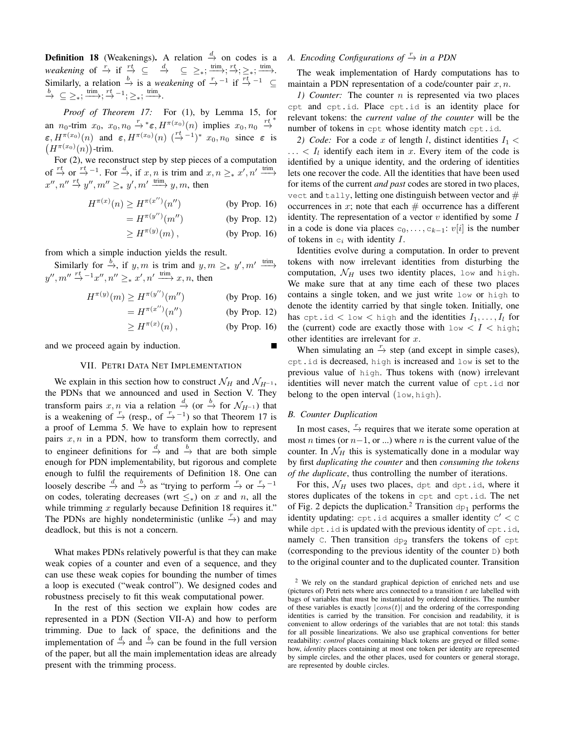**Definition 18** (Weakenings)**.** A relation $\xrightarrow{d}$ on codes is a *weakening* of $\xrightarrow{r}$ if $\xrightarrow{rt} \subseteq \xrightarrow{d} \subseteq \geq_*; \xrightarrow{\text{trim}}; \xrightarrow{rt}; \geq_*; \xrightarrow{\text{trim}}$. Similarly, a relation $\xrightarrow{b}$ is a *weakening* of $\xrightarrow{r}^{-1}$ if $\xrightarrow{rt}^{-1} \subseteq \xrightarrow{b} \subseteq \geq_*; \xrightarrow{\text{trim}}; \xrightarrow{rt}^{-1}; \geq_*; \xrightarrow{\text{trim}}$.

*Proof of Theorem 17:* For (1), by Lemma 15, for an $n_0$-trim $x_0$, $x_0, n_0 \xrightarrow{r}{}^* \varepsilon, H^{\pi(x_0)}(n)$ implies $x_0, n_0 \xrightarrow{rt}{}^* \varepsilon, H^{\pi(x_0)}(n)$ and $\varepsilon, H^{\pi(x_0)}(n) \ (\xrightarrow{rt}^{-1})^* \ x_0, n_0$ since $\varepsilon$ is $\big(H^{\pi(x_0)}(n)\big)$-trim.

For (2), we reconstruct step by step pieces of a computation of $\xrightarrow{rt}$ or $\xrightarrow{rt}^{-1}$. For $\xrightarrow{d}$, if $x, n$ is trim and $x, n \geq_* x', n' \xrightarrow{\text{trim}} x'', n'' \xrightarrow{rt} y'', m'' \geq_* y', m' \xrightarrow{\text{trim}} y, m$, then

$$
\begin{aligned}
H^{\pi(x)}(n) &\geq H^{\pi(x'')}(n'') && \text{(by Prop. 16)}\\
&= H^{\pi(y'')}(m'') && \text{(by Prop. 12)}\\
&\geq H^{\pi(y)}(m)\,, && \text{(by Prop. 16)}
\end{aligned}
$$

from which a simple induction yields the result.

Similarly for $\xrightarrow{b}$, if $y, m$ is trim and $y, m \geq_* y', m' \xrightarrow{\text{trim}} y'', m'' \xrightarrow{rt}^{-1} x'', n'' \geq_* x', n' \xrightarrow{\text{trim}} x, n$, then

$$
\begin{aligned}
H^{\pi(y)}(m) &\geq H^{\pi(y'')}(m'') && \text{(by Prop. 16)}\\
&= H^{\pi(x'')}(n'') && \text{(by Prop. 12)}\\
&\geq H^{\pi(x)}(n)\,, && \text{(by Prop. 16)}
\end{aligned}
$$

and we proceed again by induction. ∎

## VII. Petri Data Net Implementation

We explain in this section how to construct $\mathcal{N}_H$ and $\mathcal{N}_{H^{-1}}$, the PDNs that we announced and used in Section V. They transform pairs $x, n$ via a relation $\xrightarrow{d}$ (or $\xrightarrow{b}$ for $\mathcal{N}_{H^{-1}}$) that is a weakening of $\xrightarrow{r}$ (resp., of $\xrightarrow{r}^{-1}$) so that Theorem 17 is a proof of Lemma 5. We have to explain how to represent pairs $x, n$ in a PDN, how to transform them correctly, and to engineer definitions for $\xrightarrow{d}$ and $\xrightarrow{b}$ that are both simple enough for PDN implementability, but rigorous and complete enough to fulfil the requirements of Definition 18. One can loosely describe $\xrightarrow{d}$ and $\xrightarrow{b}$ as "trying to perform $\xrightarrow{r}$ or $\xrightarrow{r}^{-1}$ on codes, tolerating decreases (wrt $\leq_*$) on $x$ and $n$, all the while trimming $x$ regularly because Definition 18 requires it." The PDNs are highly nondeterministic (unlike $\xrightarrow{r}$) and may deadlock, but this is not a concern.

What makes PDNs relatively powerful is that they can make weak copies of a counter and even of a sequence, and they can use these weak copies for bounding the number of times a loop is executed ("weak control"). We designed codes and robustness precisely to fit this weak computational power.

In the rest of this section we explain how codes are represented in a PDN (Section VII-A) and how to perform trimming. Due to lack of space, the definitions and the implementation of $\xrightarrow{d}$ and $\xrightarrow{b}$ can be found in the full version of the paper, but all the main implementation ideas are already present with the trimming process.

### A. Encoding Configurations of $\xrightarrow{r}$ in a PDN

The weak implementation of Hardy computations has to maintain a PDN representation of a code/counter pair $x, n$.

*1) Counter:* The counter $n$ is represented via two places `cpt` and `cpt.id`. Place `cpt.id` is an identity place for relevant tokens: the *current value of the counter* will be the number of tokens in `cpt` whose identity match `cpt.id`.

*2) Code:* For a code $x$ of length $l$, distinct identities $I_1 < \ldots < I_l$ identify each item in $x$. Every item of the code is identified by a unique identity, and the ordering of identities lets one recover the code. All the identities that have been used for items of the current *and past* codes are stored in two places, `vect` and `tally`, letting one distinguish between vector and # occurrences in $x$; note that each # occurrence has a different identity. The representation of a vector $v$ identified by some $I$ in a code is done via places $\texttt{c}_0, \ldots, \texttt{c}_{k-1}$: $v[i]$ is the number of tokens in $\texttt{c}_i$ with identity $I$.

Identities evolve during a computation. In order to prevent tokens with now irrelevant identities from disturbing the computation, $\mathcal{N}_H$ uses two identity places, `low` and `high`. We make sure that at any time each of these two places contains a single token, and we just write `low` or `high` to denote the identity carried by that single token. Initially, one has `cpt.id` < `low` < `high` and the identities $I_1, \ldots, I_l$ for the (current) code are exactly those with `low` $< I <$ `high`; other identities are irrelevant for $x$.

When simulating an $\xrightarrow{r}$ step (and except in simple cases), `cpt.id` is decreased, `high` is increased and `low` is set to the previous value of `high`. Thus tokens with (now) irrelevant identities will never match the current value of `cpt.id` nor belong to the open interval (`low`, `high`).

### B. Counter Duplication

In most cases, $\xrightarrow{r}$ requires that we iterate some operation at most $n$ times (or $n-1$, or ...) where $n$ is the current value of the counter. In $\mathcal{N}_H$ this is systematically done in a modular way by first *duplicating the counter* and then *consuming the tokens of the duplicate*, thus controlling the number of iterations.

For this, $\mathcal{N}_H$ uses two places, `dpt` and `dpt.id`, where it stores duplicates of the tokens in `cpt` and `cpt.id`. The net of Fig. 2 depicts the duplication.[2] Transition $\texttt{dp}_1$ performs the identity updating: `cpt.id` acquires a smaller identity `C'` < `C` while `dpt.id` is updated with the previous identity of `cpt.id`, namely `C`. Then transition $\texttt{dp}_2$ transfers the tokens of `cpt` (corresponding to the previous identity of the counter `D`) both to the original counter and to the duplicated counter. Transition

[2] We rely on the standard graphical depiction of enriched nets and use (pictures of) Petri nets where arcs connected to a transition $t$ are labelled with bags of variables that must be instantiated by ordered identities. The number of these variables is exactly $|cons(t)|$ and the ordering of the corresponding identities is carried by the transition. For concision and readability, it is convenient to allow orderings of the variables that are not total: this stands for all possible linearizations. We also use graphical conventions for better readability: *control* places containing black tokens are greyed or filled somehow, *identity* places containing at most one token per identity are represented by simple circles, and the other places, used for counters or general storage, are represented by double circles.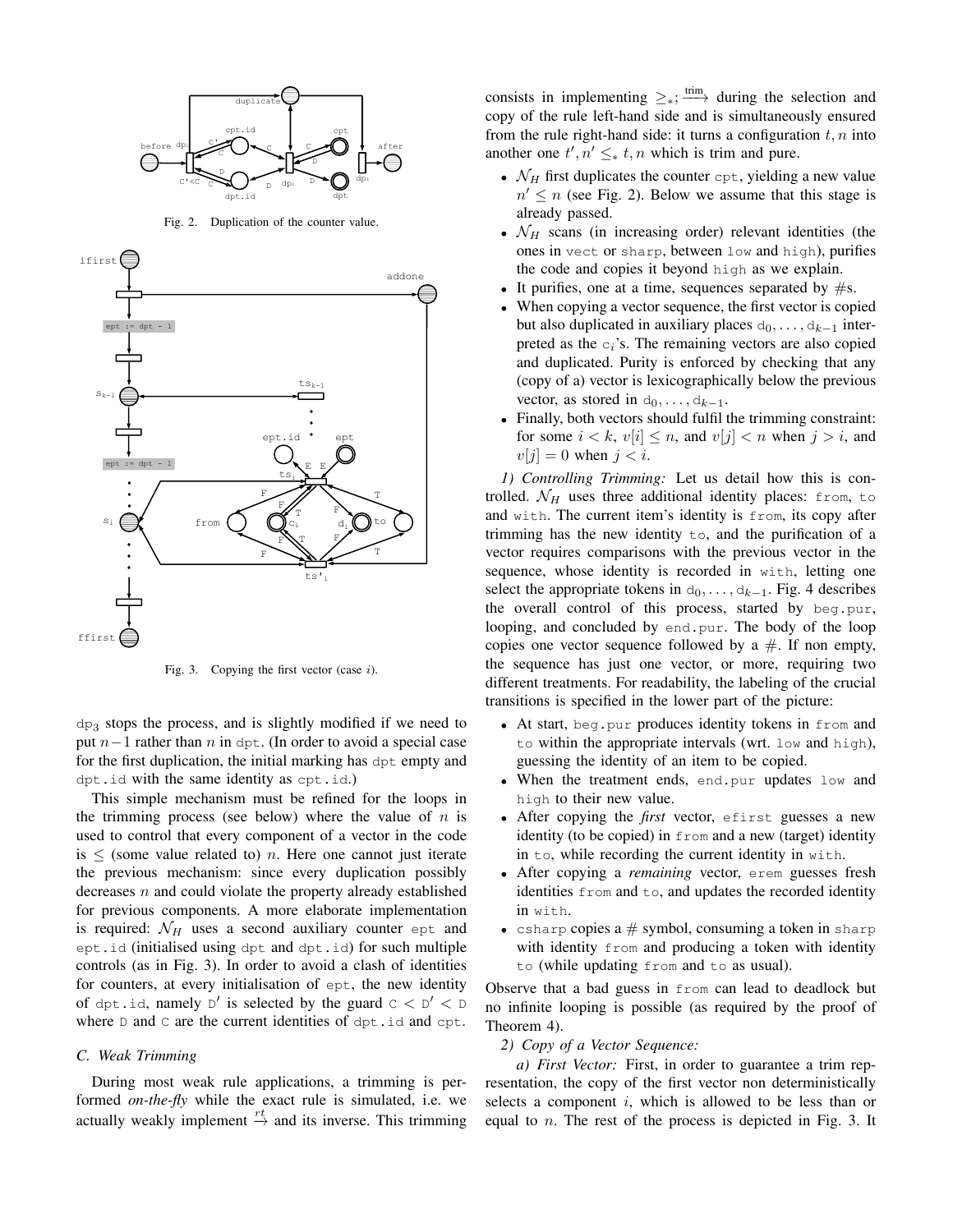Fig. 2. Duplication of the counter value.

Fig. 3. Copying the first vector (case $i$).

$\mathtt{dp}_3$ stops the process, and is slightly modified if we need to put $n-1$ rather than $n$ in dpt. (In order to avoid a special case for the first duplication, the initial marking has dpt empty and dpt.id with the same identity as cpt.id.)

This simple mechanism must be refined for the loops in the trimming process (see below) where the value of $n$ is used to control that every component of a vector in the code is $\leq$ (some value related to) $n$. Here one cannot just iterate the previous mechanism: since every duplication possibly decreases $n$ and could violate the property already established for previous components. A more elaborate implementation is required: $\mathcal{N}_H$ uses a second auxiliary counter ept and ept.id (initialised using dpt and dpt.id) for such multiple controls (as in Fig. 3). In order to avoid a clash of identities for counters, at every initialisation of ept, the new identity of dpt.id, namely $\mathtt{D}'$ is selected by the guard $\mathtt{C} < \mathtt{D}' < \mathtt{D}$ where D and C are the current identities of dpt.id and cpt.

### C. Weak Trimming

During most weak rule applications, a trimming is performed *on-the-fly* while the exact rule is simulated, i.e. we actually weakly implement $\xrightarrow{rt}$ and its inverse. This trimming consists in implementing $\geq_*; \xrightarrow{\text{trim}}$ during the selection and copy of the rule left-hand side and is simultaneously ensured from the rule right-hand side: it turns a configuration $t, n$ into another one $t', n' \leq_* t, n$ which is trim and pure.

- $\mathcal{N}_H$ first duplicates the counter cpt, yielding a new value $n' \leq n$ (see Fig. 2). Below we assume that this stage is already passed.
- $\mathcal{N}_H$ scans (in increasing order) relevant identities (the ones in vect or sharp, between low and high), purifies the code and copies it beyond high as we explain.
- It purifies, one at a time, sequences separated by $\#$s.
- When copying a vector sequence, the first vector is copied but also duplicated in auxiliary places $\mathtt{d}_0, \ldots, \mathtt{d}_{k-1}$ interpreted as the $\mathtt{c}_i$'s. The remaining vectors are also copied and duplicated. Purity is enforced by checking that any (copy of a) vector is lexicographically below the previous vector, as stored in $\mathtt{d}_0, \ldots, \mathtt{d}_{k-1}$.
- Finally, both vectors should fulfil the trimming constraint: for some $i < k$, $v[i] \leq n$, and $v[j] < n$ when $j > i$, and $v[j] = 0$ when $j < i$.

*1) Controlling Trimming:* Let us detail how this is controlled. $\mathcal{N}_H$ uses three additional identity places: from, to and with. The current item's identity is from, its copy after trimming has the new identity to, and the purification of a vector requires comparisons with the previous vector in the sequence, whose identity is recorded in with, letting one select the appropriate tokens in $\mathtt{d}_0, \ldots, \mathtt{d}_{k-1}$. Fig. 4 describes the overall control of this process, started by beg.pur, looping, and concluded by end.pur. The body of the loop copies one vector sequence followed by a $\#$. If non empty, the sequence has just one vector, or more, requiring two different treatments. For readability, the labeling of the crucial transitions is specified in the lower part of the picture:

- At start, beg.pur produces identity tokens in from and to within the appropriate intervals (wrt. low and high), guessing the identity of an item to be copied.
- When the treatment ends, end.pur updates low and high to their new value.
- After copying the *first* vector, efirst guesses a new identity (to be copied) in from and a new (target) identity in to, while recording the current identity in with.
- After copying a *remaining* vector, erem guesses fresh identities from and to, and updates the recorded identity in with.
- csharp copies a $\#$ symbol, consuming a token in sharp with identity from and producing a token with identity to (while updating from and to as usual).

Observe that a bad guess in from can lead to deadlock but no infinite looping is possible (as required by the proof of Theorem 4).

*2) Copy of a Vector Sequence:*

*a) First Vector:* First, in order to guarantee a trim representation, the copy of the first vector non deterministically selects a component $i$, which is allowed to be less than or equal to $n$. The rest of the process is depicted in Fig. 3. It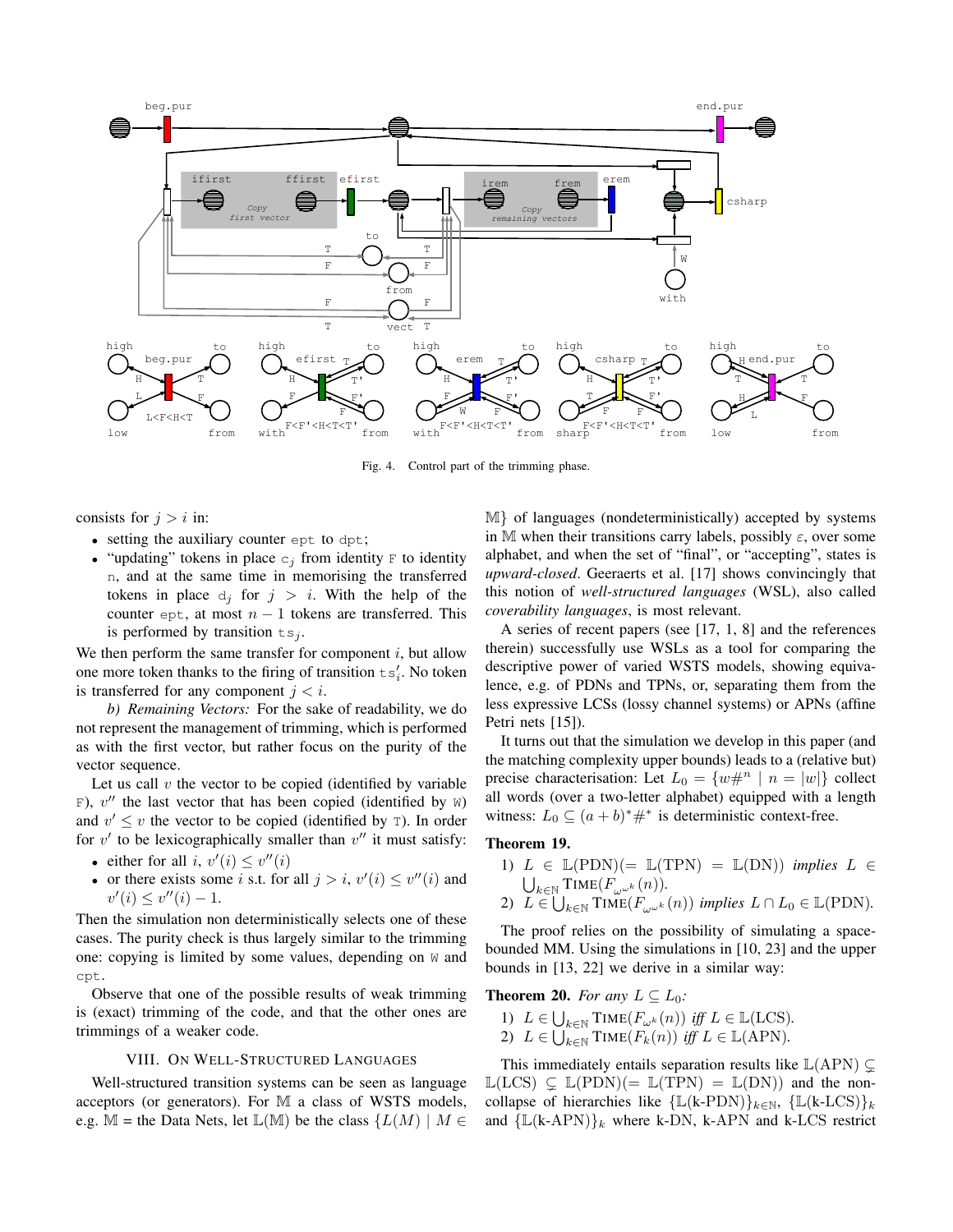Fig. 4. Control part of the trimming phase.

consists for $j > i$ in:

- setting the auxiliary counter ept to dpt;
- "updating" tokens in place $c_j$ from identity F to identity n, and at the same time in memorising the transferred tokens in place $d_j$ for $j > i$. With the help of the counter ept, at most $n-1$ tokens are transferred. This is performed by transition $ts_j$.

We then perform the same transfer for component $i$, but allow one more token thanks to the firing of transition $ts'_i$. No token is transferred for any component $j < i$.

*b) Remaining Vectors:* For the sake of readability, we do not represent the management of trimming, which is performed as with the first vector, but rather focus on the purity of the vector sequence.

Let us call $v$ the vector to be copied (identified by variable F), $v''$ the last vector that has been copied (identified by W) and $v' \leq v$ the vector to be copied (identified by T). In order for $v'$ to be lexicographically smaller than $v''$ it must satisfy:

- either for all $i$, $v'(i) \leq v''(i)$
- or there exists some $i$ s.t. for all $j > i$, $v'(i) \leq v''(i)$ and $v'(i) \leq v''(i) - 1$.

Then the simulation non deterministically selects one of these cases. The purity check is thus largely similar to the trimming one: copying is limited by some values, depending on W and cpt.

Observe that one of the possible results of weak trimming is (exact) trimming of the code, and that the other ones are trimmings of a weaker code.

## VIII. On Well-Structured Languages

Well-structured transition systems can be seen as language acceptors (or generators). For $\mathbb{M}$ a class of WSTS models, e.g. $\mathbb{M}$ = the Data Nets, let $\mathbb{L}(\mathbb{M})$ be the class $\{L(M) \mid M \in \mathbb{M}\}$ of languages (nondeterministically) accepted by systems in $\mathbb{M}$ when their transitions carry labels, possibly $\varepsilon$, over some alphabet, and when the set of "final", or "accepting", states is *upward-closed*. Geeraerts et al. [17] shows convincingly that this notion of *well-structured languages* (WSL), also called *coverability languages*, is most relevant.

A series of recent papers (see [17, 1, 8] and the references therein) successfully use WSLs as a tool for comparing the descriptive power of varied WSTS models, showing equivalence, e.g. of PDNs and TPNs, or, separating them from the less expressive LCSs (lossy channel systems) or APNs (affine Petri nets [15]).

It turns out that the simulation we develop in this paper (and the matching complexity upper bounds) leads to a (relative but) precise characterisation: Let $L_0 = \{w\#^n \mid n = |w|\}$ collect all words (over a two-letter alphabet) equipped with a length witness: $L_0 \subseteq (a+b)^*\#^*$ is deterministic context-free.

**Theorem 19.**

1) $L \in \mathbb{L}(\text{PDN})(= \mathbb{L}(\text{TPN}) = \mathbb{L}(\text{DN}))$ *implies* $L \in \bigcup_{k\in\mathbb{N}} \text{TIME}(F_{\omega^{\omega^k}}(n))$.
2) $L \in \bigcup_{k\in\mathbb{N}} \text{TIME}(F_{\omega^{\omega^k}}(n))$ *implies* $L \cap L_0 \in \mathbb{L}(\text{PDN})$.

The proof relies on the possibility of simulating a space-bounded MM. Using the simulations in [10, 23] and the upper bounds in [13, 22] we derive in a similar way:

**Theorem 20.** *For any* $L \subseteq L_0$*:*

1) $L \in \bigcup_{k\in\mathbb{N}} \text{TIME}(F_{\omega^k}(n))$ *iff* $L \in \mathbb{L}(\text{LCS})$.
2) $L \in \bigcup_{k\in\mathbb{N}} \text{TIME}(F_k(n))$ *iff* $L \in \mathbb{L}(\text{APN})$.

This immediately entails separation results like $\mathbb{L}(\text{APN}) \subsetneq \mathbb{L}(\text{LCS}) \subsetneq \mathbb{L}(\text{PDN})(= \mathbb{L}(\text{TPN}) = \mathbb{L}(\text{DN}))$ and the non-collapse of hierarchies like $\{\mathbb{L}(\text{k-PDN})\}_{k\in\mathbb{N}}$, $\{\mathbb{L}(\text{k-LCS})\}_k$ and $\{\mathbb{L}(\text{k-APN})\}_k$ where k-DN, k-APN and k-LCS restrict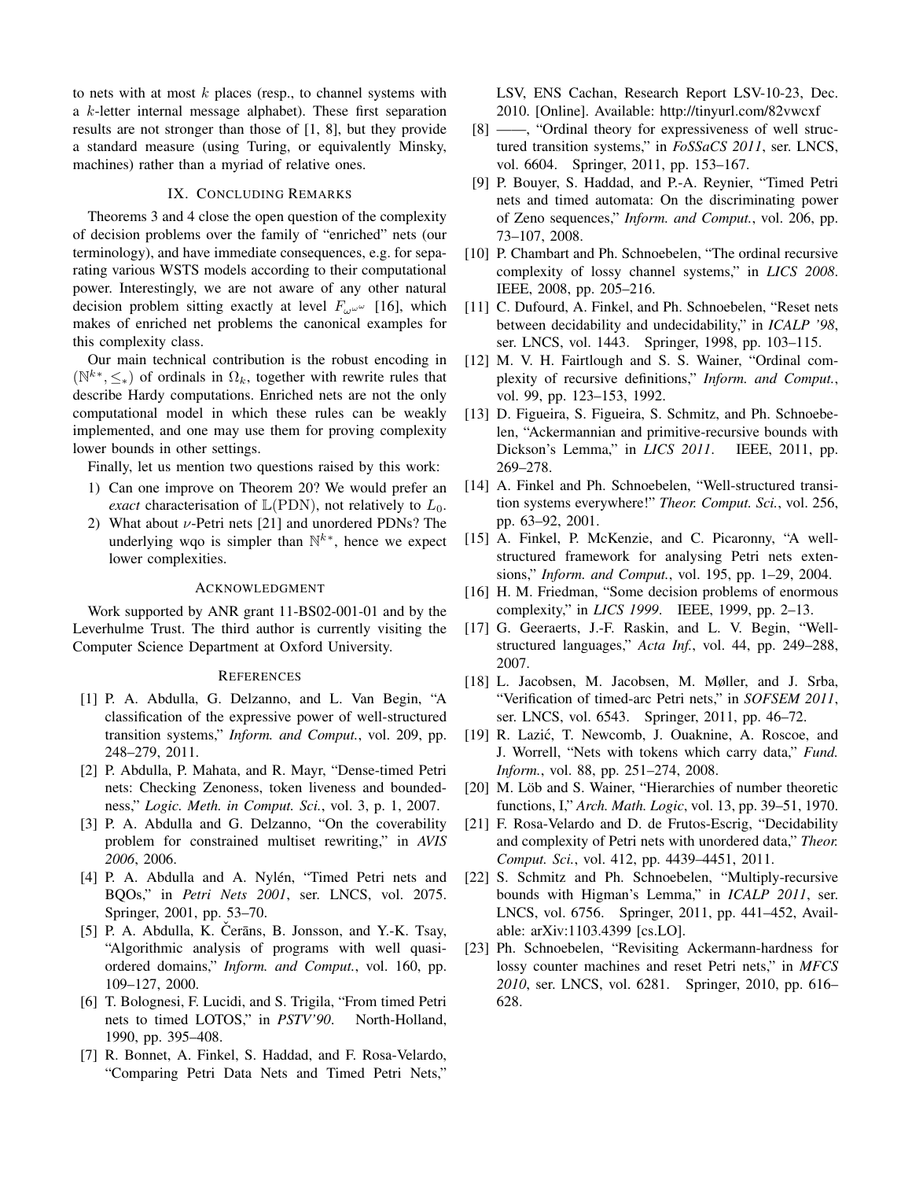to nets with at most $k$ places (resp., to channel systems with a $k$-letter internal message alphabet). These first separation results are not stronger than those of [1, 8], but they provide a standard measure (using Turing, or equivalently Minsky, machines) rather than a myriad of relative ones.

## IX. Concluding Remarks

Theorems 3 and 4 close the open question of the complexity of decision problems over the family of "enriched" nets (our terminology), and have immediate consequences, e.g. for separating various WSTS models according to their computational power. Interestingly, we are not aware of any other natural decision problem sitting exactly at level $F_{\omega^{\omega^\omega}}$ [16], which makes of enriched net problems the canonical examples for this complexity class.

Our main technical contribution is the robust encoding in $(\mathbb{N}^{k*}, \leq_*)$ of ordinals in $\Omega_k$, together with rewrite rules that describe Hardy computations. Enriched nets are not the only computational model in which these rules can be weakly implemented, and one may use them for proving complexity lower bounds in other settings.

Finally, let us mention two questions raised by this work:

1) Can one improve on Theorem 20? We would prefer an *exact* characterisation of $\mathbb{L}(\text{PDN})$, not relatively to $L_0$.
2) What about $\nu$-Petri nets [21] and unordered PDNs? The underlying wqo is simpler than $\mathbb{N}^{k*}$, hence we expect lower complexities.

## Acknowledgment

Work supported by ANR grant 11-BS02-001-01 and by the Leverhulme Trust. The third author is currently visiting the Computer Science Department at Oxford University.

## References

[1] P. A. Abdulla, G. Delzanno, and L. Van Begin, "A classification of the expressive power of well-structured transition systems," *Inform. and Comput.*, vol. 209, pp. 248–279, 2011.

[2] P. Abdulla, P. Mahata, and R. Mayr, "Dense-timed Petri nets: Checking Zenoness, token liveness and boundedness," *Logic. Meth. in Comput. Sci.*, vol. 3, p. 1, 2007.

[3] P. A. Abdulla and G. Delzanno, "On the coverability problem for constrained multiset rewriting," in *AVIS 2006*, 2006.

[4] P. A. Abdulla and A. Nylén, "Timed Petri nets and BQOs," in *Petri Nets 2001*, ser. LNCS, vol. 2075. Springer, 2001, pp. 53–70.

[5] P. A. Abdulla, K. Čerāns, B. Jonsson, and Y.-K. Tsay, "Algorithmic analysis of programs with well quasi-ordered domains," *Inform. and Comput.*, vol. 160, pp. 109–127, 2000.

[6] T. Bolognesi, F. Lucidi, and S. Trigila, "From timed Petri nets to timed LOTOS," in *PSTV'90*. North-Holland, 1990, pp. 395–408.

[7] R. Bonnet, A. Finkel, S. Haddad, and F. Rosa-Velardo, "Comparing Petri Data Nets and Timed Petri Nets," LSV, ENS Cachan, Research Report LSV-10-23, Dec. 2010. [Online]. Available: http://tinyurl.com/82vwcxf

[8] ——, "Ordinal theory for expressiveness of well structured transition systems," in *FoSSaCS 2011*, ser. LNCS, vol. 6604. Springer, 2011, pp. 153–167.

[9] P. Bouyer, S. Haddad, and P.-A. Reynier, "Timed Petri nets and timed automata: On the discriminating power of Zeno sequences," *Inform. and Comput.*, vol. 206, pp. 73–107, 2008.

[10] P. Chambart and Ph. Schnoebelen, "The ordinal recursive complexity of lossy channel systems," in *LICS 2008*. IEEE, 2008, pp. 205–216.

[11] C. Dufourd, A. Finkel, and Ph. Schnoebelen, "Reset nets between decidability and undecidability," in *ICALP '98*, ser. LNCS, vol. 1443. Springer, 1998, pp. 103–115.

[12] M. V. H. Fairtlough and S. S. Wainer, "Ordinal complexity of recursive definitions," *Inform. and Comput.*, vol. 99, pp. 123–153, 1992.

[13] D. Figueira, S. Figueira, S. Schmitz, and Ph. Schnoebelen, "Ackermannian and primitive-recursive bounds with Dickson's Lemma," in *LICS 2011*. IEEE, 2011, pp. 269–278.

[14] A. Finkel and Ph. Schnoebelen, "Well-structured transition systems everywhere!" *Theor. Comput. Sci.*, vol. 256, pp. 63–92, 2001.

[15] A. Finkel, P. McKenzie, and C. Picaronny, "A well-structured framework for analysing Petri nets extensions," *Inform. and Comput.*, vol. 195, pp. 1–29, 2004.

[16] H. M. Friedman, "Some decision problems of enormous complexity," in *LICS 1999*. IEEE, 1999, pp. 2–13.

[17] G. Geeraerts, J.-F. Raskin, and L. V. Begin, "Well-structured languages," *Acta Inf.*, vol. 44, pp. 249–288, 2007.

[18] L. Jacobsen, M. Jacobsen, M. Møller, and J. Srba, "Verification of timed-arc Petri nets," in *SOFSEM 2011*, ser. LNCS, vol. 6543. Springer, 2011, pp. 46–72.

[19] R. Lazić, T. Newcomb, J. Ouaknine, A. Roscoe, and J. Worrell, "Nets with tokens which carry data," *Fund. Inform.*, vol. 88, pp. 251–274, 2008.

[20] M. Löb and S. Wainer, "Hierarchies of number theoretic functions, I," *Arch. Math. Logic*, vol. 13, pp. 39–51, 1970.

[21] F. Rosa-Velardo and D. de Frutos-Escrig, "Decidability and complexity of Petri nets with unordered data," *Theor. Comput. Sci.*, vol. 412, pp. 4439–4451, 2011.

[22] S. Schmitz and Ph. Schnoebelen, "Multiply-recursive bounds with Higman's Lemma," in *ICALP 2011*, ser. LNCS, vol. 6756. Springer, 2011, pp. 441–452, Available: arXiv:1103.4399 [cs.LO].

[23] Ph. Schnoebelen, "Revisiting Ackermann-hardness for lossy counter machines and reset Petri nets," in *MFCS 2010*, ser. LNCS, vol. 6281. Springer, 2010, pp. 616–628.